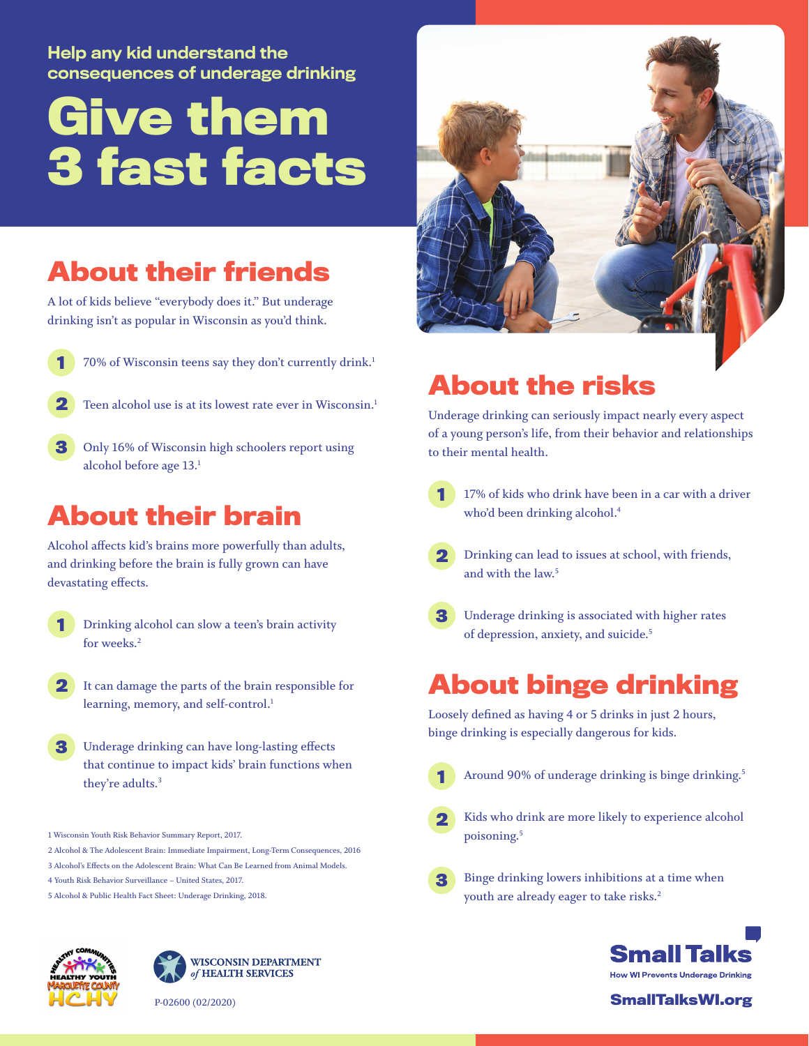Help any kid understand the consequences of underage drinking

# Give them 3 fast facts

## About their friends

A lot of kids believe "everybody does it." But underage drinking isn't as popular in Wisconsin as you'd think.

1. 70% of Wisconsin teens say they don't currently drink.[1]
2. Teen alcohol use is at its lowest rate ever in Wisconsin.[1]
3. Only 16% of Wisconsin high schoolers report using alcohol before age 13.[1]

## About their brain

Alcohol affects kid's brains more powerfully than adults, and drinking before the brain is fully grown can have devastating effects.

1. Drinking alcohol can slow a teen's brain activity for weeks.[2]
2. It can damage the parts of the brain responsible for learning, memory, and self-control.[1]
3. Underage drinking can have long-lasting effects that continue to impact kids' brain functions when they're adults.[3]

1 Wisconsin Youth Risk Behavior Summary Report, 2017.
2 Alcohol & The Adolescent Brain: Immediate Impairment, Long-Term Consequences, 2016
3 Alcohol's Effects on the Adolescent Brain: What Can Be Learned from Animal Models.
4 Youth Risk Behavior Surveillance – United States, 2017.
5 Alcohol & Public Health Fact Sheet: Underage Drinking, 2018.

## About the risks

Underage drinking can seriously impact nearly every aspect of a young person's life, from their behavior and relationships to their mental health.

1. 17% of kids who drink have been in a car with a driver who'd been drinking alcohol.[4]
2. Drinking can lead to issues at school, with friends, and with the law.[5]
3. Underage drinking is associated with higher rates of depression, anxiety, and suicide.[5]

## About binge drinking

Loosely defined as having 4 or 5 drinks in just 2 hours, binge drinking is especially dangerous for kids.

1. Around 90% of underage drinking is binge drinking.[5]
2. Kids who drink are more likely to experience alcohol poisoning.[5]
3. Binge drinking lowers inhibitions at a time when youth are already eager to take risks.[2]

Healthy Communities Healthy Youth Marquette County HCHY

Wisconsin Department of Health Services

P-02600 (02/2020)

Small Talks
How WI Prevents Underage Drinking
SmallTalksWI.org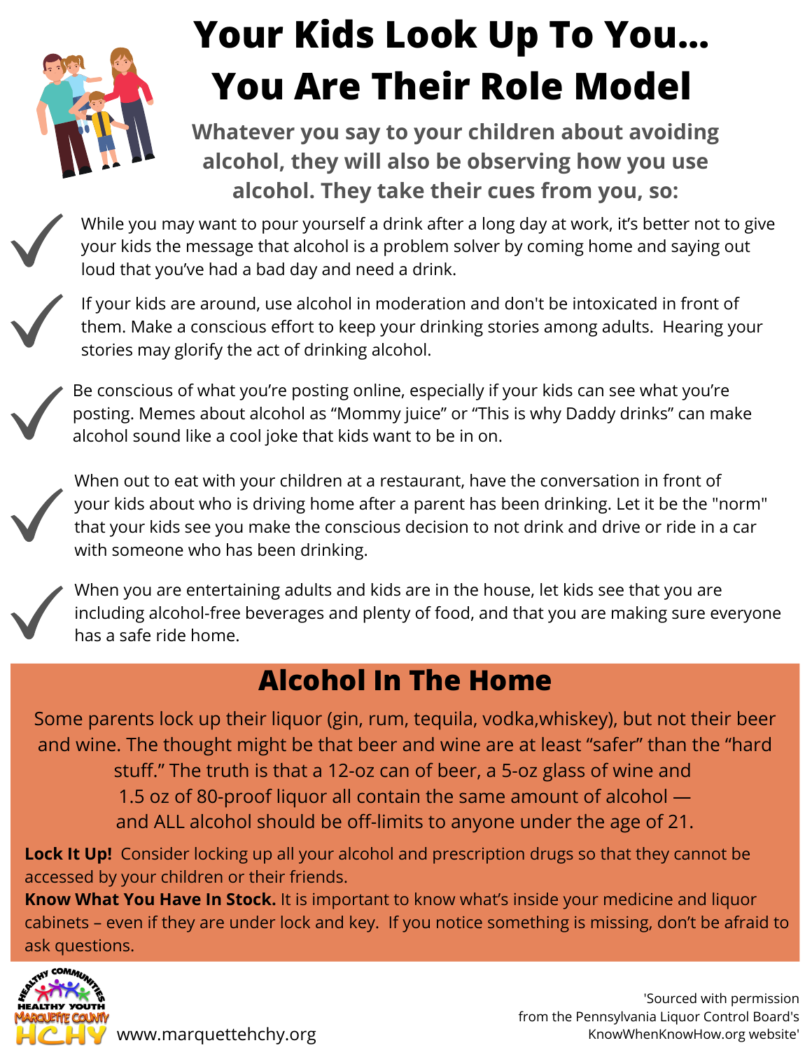# Your Kids Look Up To You… You Are Their Role Model

**Whatever you say to your children about avoiding alcohol, they will also be observing how you use alcohol. They take their cues from you, so:**

- While you may want to pour yourself a drink after a long day at work, it's better not to give your kids the message that alcohol is a problem solver by coming home and saying out loud that you've had a bad day and need a drink.
- If your kids are around, use alcohol in moderation and don't be intoxicated in front of them. Make a conscious effort to keep your drinking stories among adults. Hearing your stories may glorify the act of drinking alcohol.
- Be conscious of what you're posting online, especially if your kids can see what you're posting. Memes about alcohol as "Mommy juice" or "This is why Daddy drinks" can make alcohol sound like a cool joke that kids want to be in on.
- When out to eat with your children at a restaurant, have the conversation in front of your kids about who is driving home after a parent has been drinking. Let it be the "norm" that your kids see you make the conscious decision to not drink and drive or ride in a car with someone who has been drinking.
- When you are entertaining adults and kids are in the house, let kids see that you are including alcohol-free beverages and plenty of food, and that you are making sure everyone has a safe ride home.

## Alcohol In The Home

Some parents lock up their liquor (gin, rum, tequila, vodka,whiskey), but not their beer and wine. The thought might be that beer and wine are at least "safer" than the "hard stuff." The truth is that a 12-oz can of beer, a 5-oz glass of wine and 1.5 oz of 80-proof liquor all contain the same amount of alcohol — and ALL alcohol should be off-limits to anyone under the age of 21.

**Lock It Up!** Consider locking up all your alcohol and prescription drugs so that they cannot be accessed by your children or their friends.

**Know What You Have In Stock.** It is important to know what's inside your medicine and liquor cabinets – even if they are under lock and key. If you notice something is missing, don't be afraid to ask questions.

Healthy Communities Healthy Youth Marquette County HCHY

www.marquettehchy.org

'Sourced with permission from the Pennsylvania Liquor Control Board's KnowWhenKnowHow.org website'